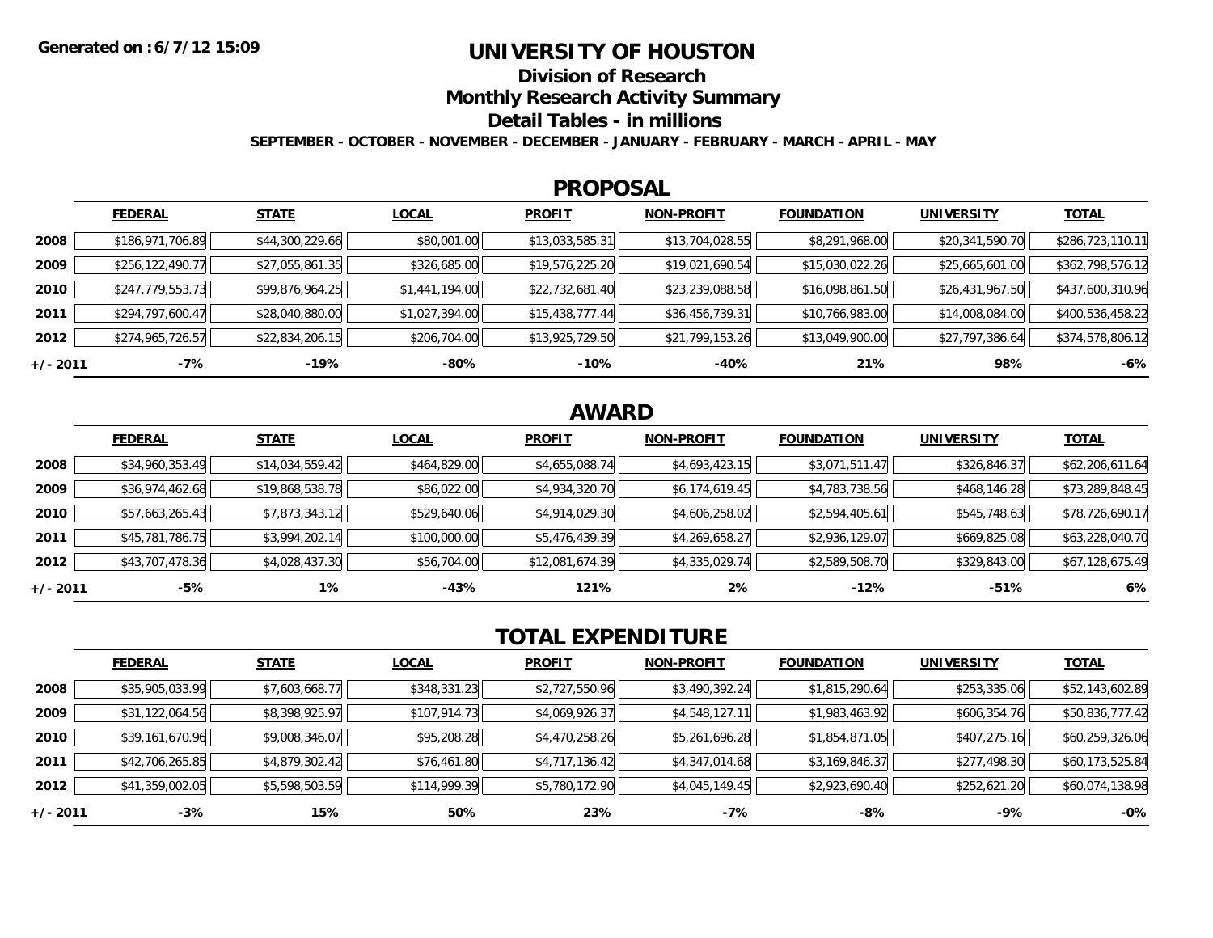**Generated on : 6/7/12 15:09**

# UNIVERSITY OF HOUSTON

## Division of Research

## Monthly Research Activity Summary

## Detail Tables - in millions

**SEPTEMBER - OCTOBER - NOVEMBER - DECEMBER - JANUARY - FEBRUARY - MARCH - APRIL - MAY**

## PROPOSAL

| | FEDERAL | STATE | LOCAL | PROFIT | NON-PROFIT | FOUNDATION | UNIVERSITY | TOTAL |
|---|---|---|---|---|---|---|---|---|
| 2008 | $186,971,706.89 | $44,300,229.66 | $80,001.00 | $13,033,585.31 | $13,704,028.55 | $8,291,968.00 | $20,341,590.70 | $286,723,110.11 |
| 2009 | $256,122,490.77 | $27,055,861.35 | $326,685.00 | $19,576,225.20 | $19,021,690.54 | $15,030,022.26 | $25,665,601.00 | $362,798,576.12 |
| 2010 | $247,779,553.73 | $99,876,964.25 | $1,441,194.00 | $22,732,681.40 | $23,239,088.58 | $16,098,861.50 | $26,431,967.50 | $437,600,310.96 |
| 2011 | $294,797,600.47 | $28,040,880.00 | $1,027,394.00 | $15,438,777.44 | $36,456,739.31 | $10,766,983.00 | $14,008,084.00 | $400,536,458.22 |
| 2012 | $274,965,726.57 | $22,834,206.15 | $206,704.00 | $13,925,729.50 | $21,799,153.26 | $13,049,900.00 | $27,797,386.64 | $374,578,806.12 |
| +/- 2011 | -7% | -19% | -80% | -10% | -40% | 21% | 98% | -6% |

## AWARD

| | FEDERAL | STATE | LOCAL | PROFIT | NON-PROFIT | FOUNDATION | UNIVERSITY | TOTAL |
|---|---|---|---|---|---|---|---|---|
| 2008 | $34,960,353.49 | $14,034,559.42 | $464,829.00 | $4,655,088.74 | $4,693,423.15 | $3,071,511.47 | $326,846.37 | $62,206,611.64 |
| 2009 | $36,974,462.68 | $19,868,538.78 | $86,022.00 | $4,934,320.70 | $6,174,619.45 | $4,783,738.56 | $468,146.28 | $73,289,848.45 |
| 2010 | $57,663,265.43 | $7,873,343.12 | $529,640.06 | $4,914,029.30 | $4,606,258.02 | $2,594,405.61 | $545,748.63 | $78,726,690.17 |
| 2011 | $45,781,786.75 | $3,994,202.14 | $100,000.00 | $5,476,439.39 | $4,269,658.27 | $2,936,129.07 | $669,825.08 | $63,228,040.70 |
| 2012 | $43,707,478.36 | $4,028,437.30 | $56,704.00 | $12,081,674.39 | $4,335,029.74 | $2,589,508.70 | $329,843.00 | $67,128,675.49 |
| +/- 2011 | -5% | 1% | -43% | 121% | 2% | -12% | -51% | 6% |

## TOTAL EXPENDITURE

| | FEDERAL | STATE | LOCAL | PROFIT | NON-PROFIT | FOUNDATION | UNIVERSITY | TOTAL |
|---|---|---|---|---|---|---|---|---|
| 2008 | $35,905,033.99 | $7,603,668.77 | $348,331.23 | $2,727,550.96 | $3,490,392.24 | $1,815,290.64 | $253,335.06 | $52,143,602.89 |
| 2009 | $31,122,064.56 | $8,398,925.97 | $107,914.73 | $4,069,926.37 | $4,548,127.11 | $1,983,463.92 | $606,354.76 | $50,836,777.42 |
| 2010 | $39,161,670.96 | $9,008,346.07 | $95,208.28 | $4,470,258.26 | $5,261,696.28 | $1,854,871.05 | $407,275.16 | $60,259,326.06 |
| 2011 | $42,706,265.85 | $4,879,302.42 | $76,461.80 | $4,717,136.42 | $4,347,014.68 | $3,169,846.37 | $277,498.30 | $60,173,525.84 |
| 2012 | $41,359,002.05 | $5,598,503.59 | $114,999.39 | $5,780,172.90 | $4,045,149.45 | $2,923,690.40 | $252,621.20 | $60,074,138.98 |
| +/- 2011 | -3% | 15% | 50% | 23% | -7% | -8% | -9% | -0% |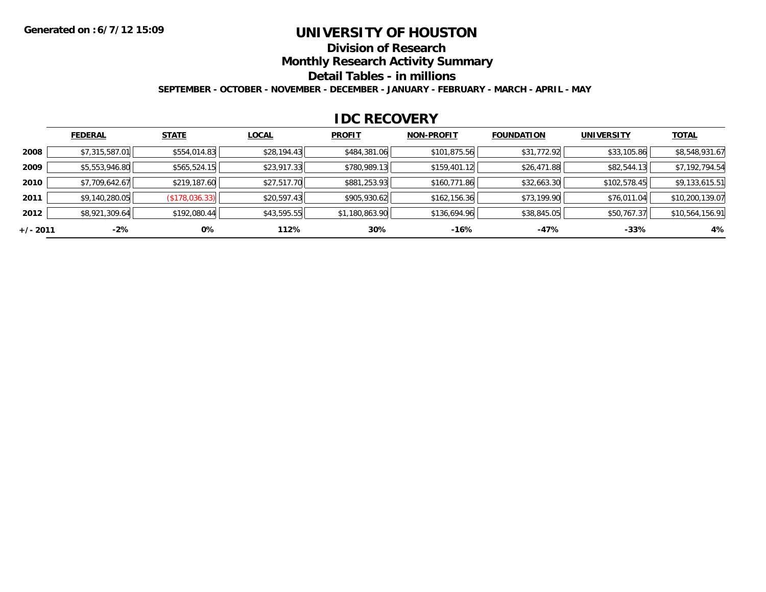Generated on :6/7/12 15:09

# UNIVERSITY OF HOUSTON

## Division of Research

## Monthly Research Activity Summary

## Detail Tables - in millions

**SEPTEMBER - OCTOBER - NOVEMBER - DECEMBER - JANUARY - FEBRUARY - MARCH - APRIL - MAY**

## IDC RECOVERY

| | FEDERAL | STATE | LOCAL | PROFIT | NON-PROFIT | FOUNDATION | UNIVERSITY | TOTAL |
|---|---|---|---|---|---|---|---|---|
| **2008** | $7,315,587.01 | $554,014.83 | $28,194.43 | $484,381.06 | $101,875.56 | $31,772.92 | $33,105.86 | $8,548,931.67 |
| **2009** | $5,553,946.80 | $565,524.15 | $23,917.33 | $780,989.13 | $159,401.12 | $26,471.88 | $82,544.13 | $7,192,794.54 |
| **2010** | $7,709,642.67 | $219,187.60 | $27,517.70 | $881,253.93 | $160,771.86 | $32,663.30 | $102,578.45 | $9,133,615.51 |
| **2011** | $9,140,280.05 | ($178,036.33) | $20,597.43 | $905,930.62 | $162,156.36 | $73,199.90 | $76,011.04 | $10,200,139.07 |
| **2012** | $8,921,309.64 | $192,080.44 | $43,595.55 | $1,180,863.90 | $136,694.96 | $38,845.05 | $50,767.37 | $10,564,156.91 |
| **+/- 2011** | **-2%** | **0%** | **112%** | **30%** | **-16%** | **-47%** | **-33%** | **4%** |